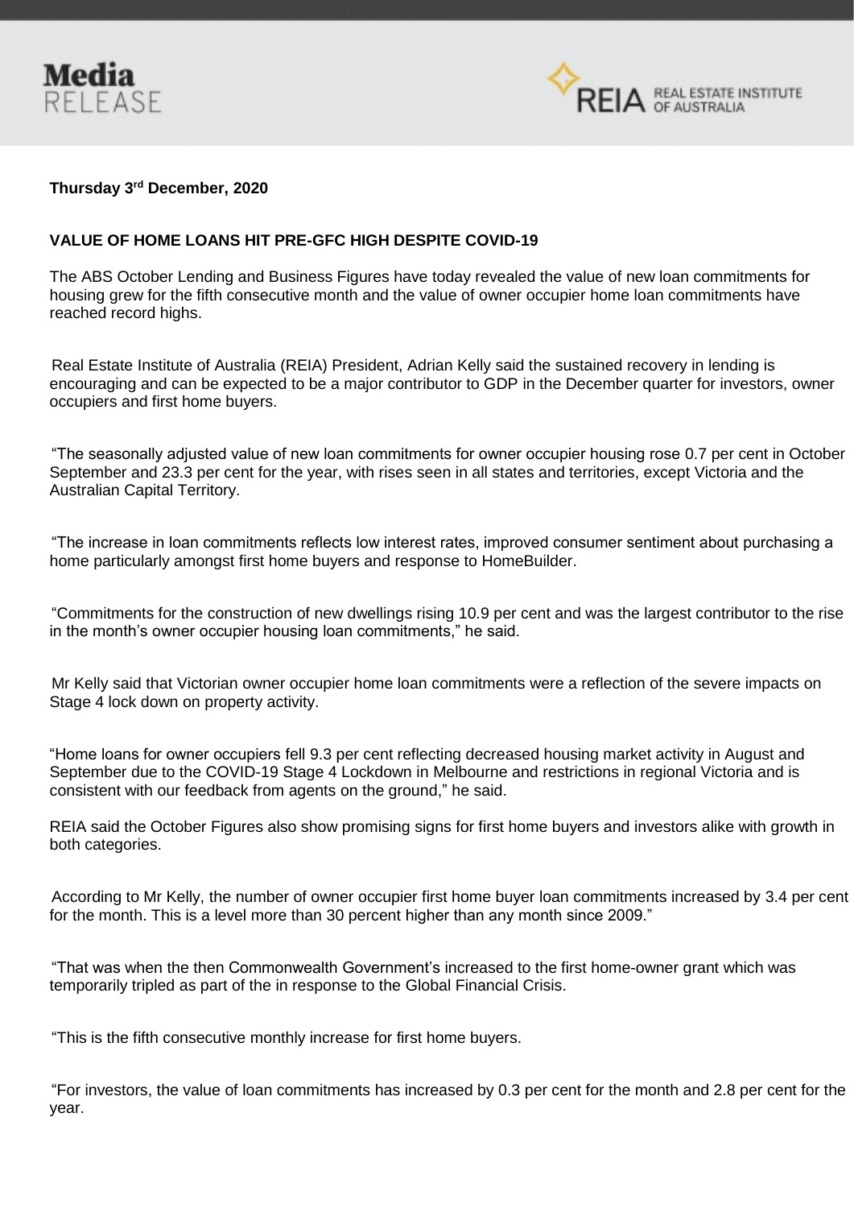**Media RELEASE**

**REIA REAL ESTATE INSTITUTE OF AUSTRALIA**

**Thursday 3rd December, 2020**

**VALUE OF HOME LOANS HIT PRE-GFC HIGH DESPITE COVID-19**

The ABS October Lending and Business Figures have today revealed the value of new loan commitments for housing grew for the fifth consecutive month and the value of owner occupier home loan commitments have reached record highs.

Real Estate Institute of Australia (REIA) President, Adrian Kelly said the sustained recovery in lending is encouraging and can be expected to be a major contributor to GDP in the December quarter for investors, owner occupiers and first home buyers.

"The seasonally adjusted value of new loan commitments for owner occupier housing rose 0.7 per cent in October September and 23.3 per cent for the year, with rises seen in all states and territories, except Victoria and the Australian Capital Territory.

"The increase in loan commitments reflects low interest rates, improved consumer sentiment about purchasing a home particularly amongst first home buyers and response to HomeBuilder.

"Commitments for the construction of new dwellings rising 10.9 per cent and was the largest contributor to the rise in the month's owner occupier housing loan commitments," he said.

Mr Kelly said that Victorian owner occupier home loan commitments were a reflection of the severe impacts on Stage 4 lock down on property activity.

"Home loans for owner occupiers fell 9.3 per cent reflecting decreased housing market activity in August and September due to the COVID-19 Stage 4 Lockdown in Melbourne and restrictions in regional Victoria and is consistent with our feedback from agents on the ground," he said.

REIA said the October Figures also show promising signs for first home buyers and investors alike with growth in both categories.

According to Mr Kelly, the number of owner occupier first home buyer loan commitments increased by 3.4 per cent for the month. This is a level more than 30 percent higher than any month since 2009."

"That was when the then Commonwealth Government's increased to the first home-owner grant which was temporarily tripled as part of the in response to the Global Financial Crisis.

"This is the fifth consecutive monthly increase for first home buyers.

"For investors, the value of loan commitments has increased by 0.3 per cent for the month and 2.8 per cent for the year.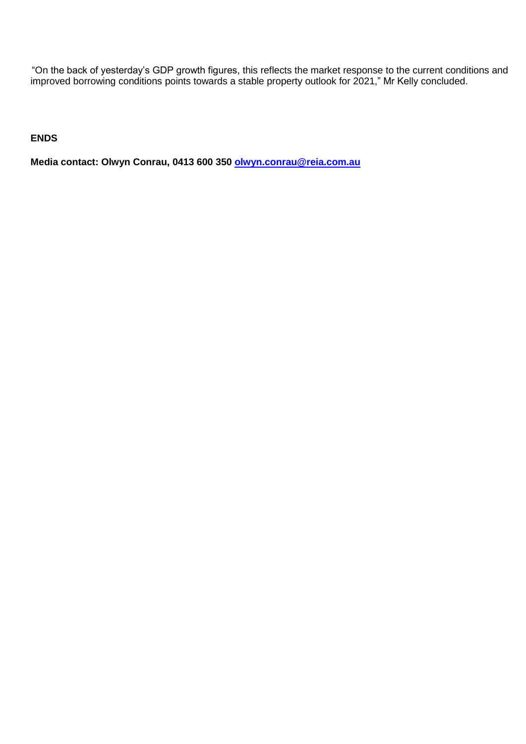"On the back of yesterday's GDP growth figures, this reflects the market response to the current conditions and improved borrowing conditions points towards a stable property outlook for 2021," Mr Kelly concluded.

**ENDS**

**Media contact: Olwyn Conrau, 0413 600 350 [olwyn.conrau@reia.com.au](mailto:olwyn.conrau@reia.com.au)**